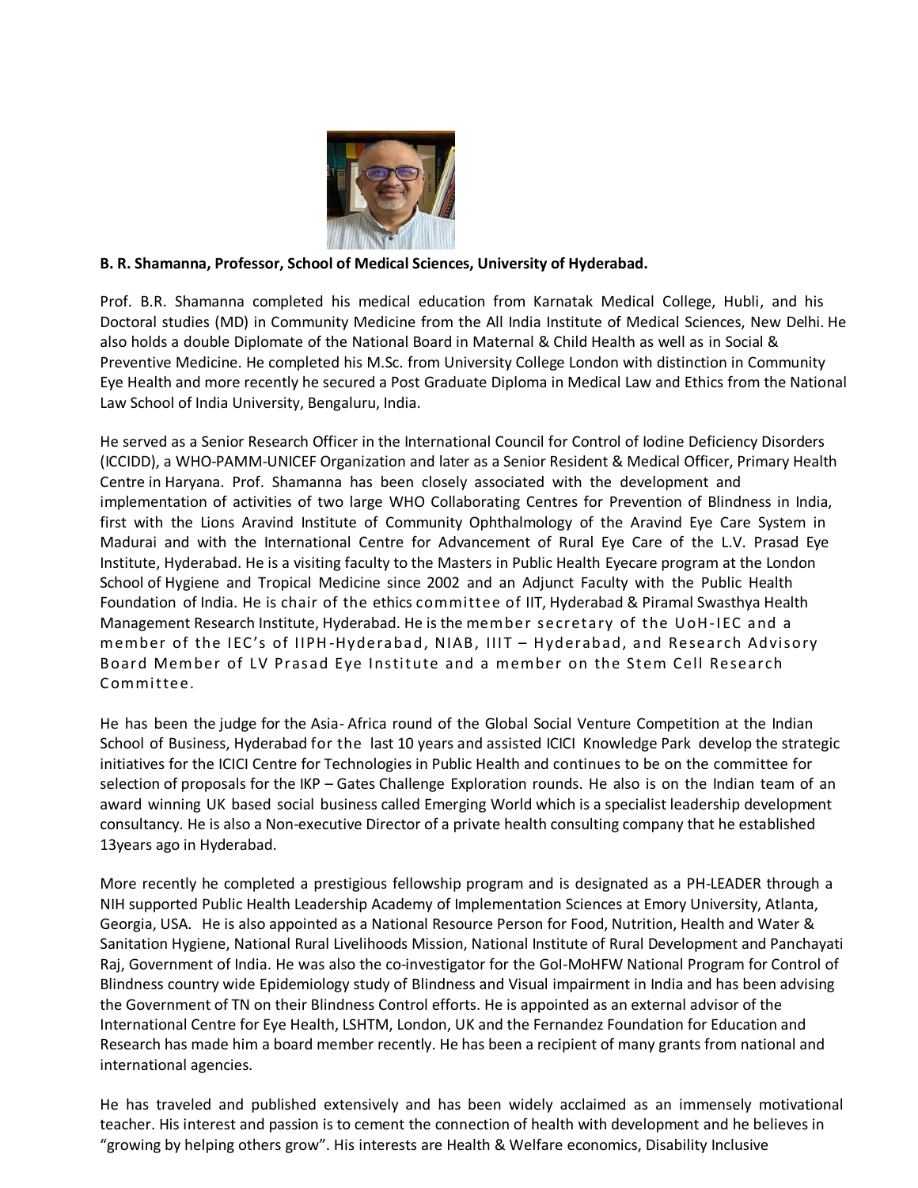**B. R. Shamanna, Professor, School of Medical Sciences, University of Hyderabad.**

Prof. B.R. Shamanna completed his medical education from Karnatak Medical College, Hubli, and his Doctoral studies (MD) in Community Medicine from the All India Institute of Medical Sciences, New Delhi. He also holds a double Diplomate of the National Board in Maternal & Child Health as well as in Social & Preventive Medicine. He completed his M.Sc. from University College London with distinction in Community Eye Health and more recently he secured a Post Graduate Diploma in Medical Law and Ethics from the National Law School of India University, Bengaluru, India.

He served as a Senior Research Officer in the International Council for Control of Iodine Deficiency Disorders (ICCIDD), a WHO-PAMM-UNICEF Organization and later as a Senior Resident & Medical Officer, Primary Health Centre in Haryana. Prof. Shamanna has been closely associated with the development and implementation of activities of two large WHO Collaborating Centres for Prevention of Blindness in India, first with the Lions Aravind Institute of Community Ophthalmology of the Aravind Eye Care System in Madurai and with the International Centre for Advancement of Rural Eye Care of the L.V. Prasad Eye Institute, Hyderabad. He is a visiting faculty to the Masters in Public Health Eyecare program at the London School of Hygiene and Tropical Medicine since 2002 and an Adjunct Faculty with the Public Health Foundation of India. He is chair of the ethics committee of IIT, Hyderabad & Piramal Swasthya Health Management Research Institute, Hyderabad. He is the member secretary of the UoH-IEC and a member of the IEC's of IIPH-Hyderabad, NIAB, IIIT – Hyderabad, and Research Advisory Board Member of LV Prasad Eye Institute and a member on the Stem Cell Research Committee.

He has been the judge for the Asia- Africa round of the Global Social Venture Competition at the Indian School of Business, Hyderabad for the last 10 years and assisted ICICI Knowledge Park develop the strategic initiatives for the ICICI Centre for Technologies in Public Health and continues to be on the committee for selection of proposals for the IKP – Gates Challenge Exploration rounds. He also is on the Indian team of an award winning UK based social business called Emerging World which is a specialist leadership development consultancy. He is also a Non-executive Director of a private health consulting company that he established 13years ago in Hyderabad.

More recently he completed a prestigious fellowship program and is designated as a PH-LEADER through a NIH supported Public Health Leadership Academy of Implementation Sciences at Emory University, Atlanta, Georgia, USA. He is also appointed as a National Resource Person for Food, Nutrition, Health and Water & Sanitation Hygiene, National Rural Livelihoods Mission, National Institute of Rural Development and Panchayati Raj, Government of India. He was also the co-investigator for the GoI-MoHFW National Program for Control of Blindness country wide Epidemiology study of Blindness and Visual impairment in India and has been advising the Government of TN on their Blindness Control efforts. He is appointed as an external advisor of the International Centre for Eye Health, LSHTM, London, UK and the Fernandez Foundation for Education and Research has made him a board member recently. He has been a recipient of many grants from national and international agencies.

He has traveled and published extensively and has been widely acclaimed as an immensely motivational teacher. His interest and passion is to cement the connection of health with development and he believes in "growing by helping others grow". His interests are Health & Welfare economics, Disability Inclusive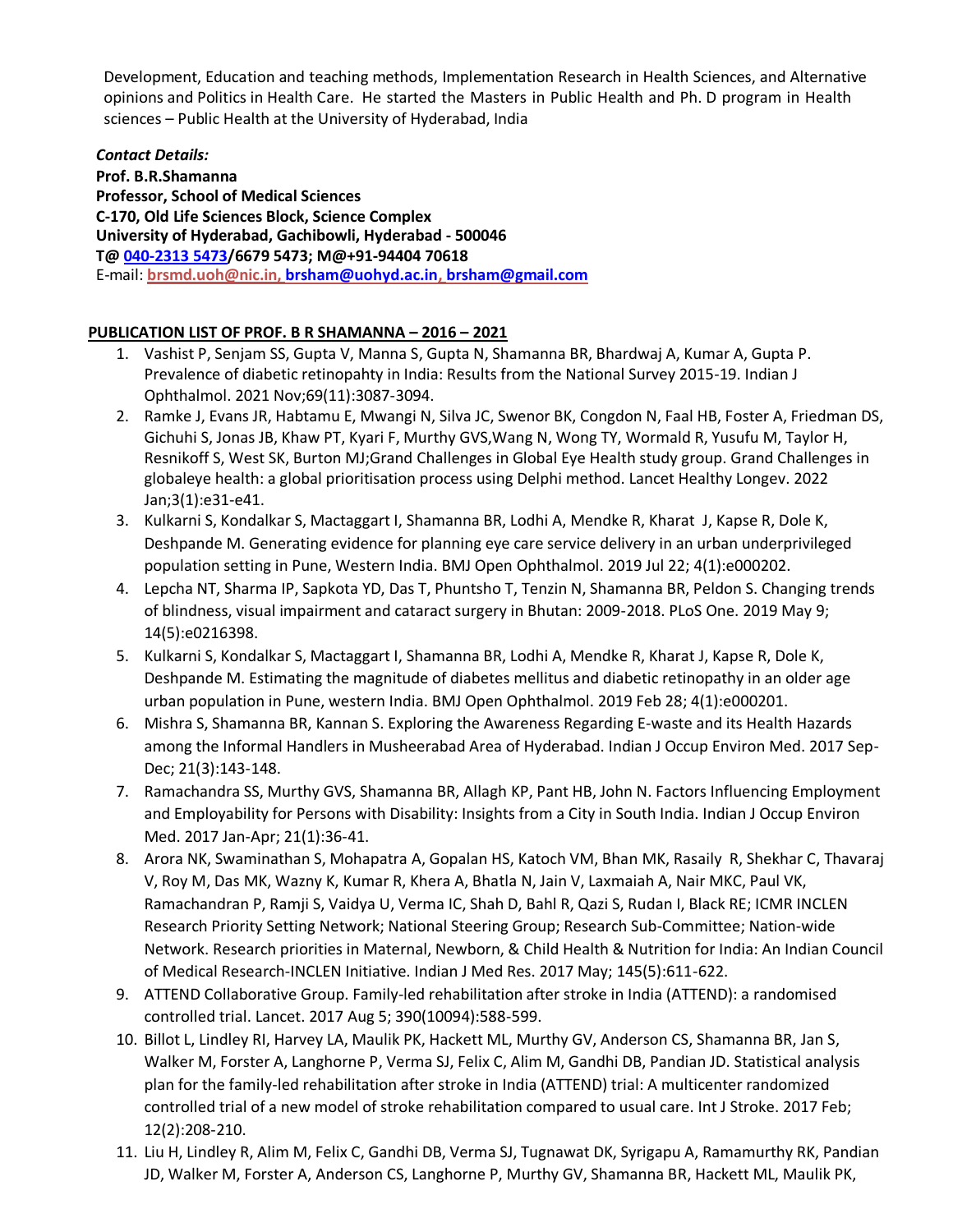Development, Education and teaching methods, Implementation Research in Health Sciences, and Alternative opinions and Politics in Health Care. He started the Masters in Public Health and Ph. D program in Health sciences – Public Health at the University of Hyderabad, India

***Contact Details:***
**Prof. B.R.Shamanna**
**Professor, School of Medical Sciences**
**C-170, Old Life Sciences Block, Science Complex**
**University of Hyderabad, Gachibowli, Hyderabad - 500046**
**T@ 040-2313 5473/6679 5473; M@+91-94404 70618**
E-mail: **brsmd.uoh@nic.in, brsham@uohyd.ac.in, brsham@gmail.com**

**PUBLICATION LIST OF PROF. B R SHAMANNA – 2016 – 2021**

1. Vashist P, Senjam SS, Gupta V, Manna S, Gupta N, Shamanna BR, Bhardwaj A, Kumar A, Gupta P. Prevalence of diabetic retinopahty in India: Results from the National Survey 2015-19. Indian J Ophthalmol. 2021 Nov;69(11):3087-3094.
2. Ramke J, Evans JR, Habtamu E, Mwangi N, Silva JC, Swenor BK, Congdon N, Faal HB, Foster A, Friedman DS, Gichuhi S, Jonas JB, Khaw PT, Kyari F, Murthy GVS,Wang N, Wong TY, Wormald R, Yusufu M, Taylor H, Resnikoff S, West SK, Burton MJ;Grand Challenges in Global Eye Health study group. Grand Challenges in globaleye health: a global prioritisation process using Delphi method. Lancet Healthy Longev. 2022 Jan;3(1):e31-e41.
3. Kulkarni S, Kondalkar S, Mactaggart I, Shamanna BR, Lodhi A, Mendke R, Kharat J, Kapse R, Dole K, Deshpande M. Generating evidence for planning eye care service delivery in an urban underprivileged population setting in Pune, Western India. BMJ Open Ophthalmol. 2019 Jul 22; 4(1):e000202.
4. Lepcha NT, Sharma IP, Sapkota YD, Das T, Phuntsho T, Tenzin N, Shamanna BR, Peldon S. Changing trends of blindness, visual impairment and cataract surgery in Bhutan: 2009-2018. PLoS One. 2019 May 9; 14(5):e0216398.
5. Kulkarni S, Kondalkar S, Mactaggart I, Shamanna BR, Lodhi A, Mendke R, Kharat J, Kapse R, Dole K, Deshpande M. Estimating the magnitude of diabetes mellitus and diabetic retinopathy in an older age urban population in Pune, western India. BMJ Open Ophthalmol. 2019 Feb 28; 4(1):e000201.
6. Mishra S, Shamanna BR, Kannan S. Exploring the Awareness Regarding E-waste and its Health Hazards among the Informal Handlers in Musheerabad Area of Hyderabad. Indian J Occup Environ Med. 2017 Sep-Dec; 21(3):143-148.
7. Ramachandra SS, Murthy GVS, Shamanna BR, Allagh KP, Pant HB, John N. Factors Influencing Employment and Employability for Persons with Disability: Insights from a City in South India. Indian J Occup Environ Med. 2017 Jan-Apr; 21(1):36-41.
8. Arora NK, Swaminathan S, Mohapatra A, Gopalan HS, Katoch VM, Bhan MK, Rasaily R, Shekhar C, Thavaraj V, Roy M, Das MK, Wazny K, Kumar R, Khera A, Bhatla N, Jain V, Laxmaiah A, Nair MKC, Paul VK, Ramachandran P, Ramji S, Vaidya U, Verma IC, Shah D, Bahl R, Qazi S, Rudan I, Black RE; ICMR INCLEN Research Priority Setting Network; National Steering Group; Research Sub-Committee; Nation-wide Network. Research priorities in Maternal, Newborn, & Child Health & Nutrition for India: An Indian Council of Medical Research-INCLEN Initiative. Indian J Med Res. 2017 May; 145(5):611-622.
9. ATTEND Collaborative Group. Family-led rehabilitation after stroke in India (ATTEND): a randomised controlled trial. Lancet. 2017 Aug 5; 390(10094):588-599.
10. Billot L, Lindley RI, Harvey LA, Maulik PK, Hackett ML, Murthy GV, Anderson CS, Shamanna BR, Jan S, Walker M, Forster A, Langhorne P, Verma SJ, Felix C, Alim M, Gandhi DB, Pandian JD. Statistical analysis plan for the family-led rehabilitation after stroke in India (ATTEND) trial: A multicenter randomized controlled trial of a new model of stroke rehabilitation compared to usual care. Int J Stroke. 2017 Feb; 12(2):208-210.
11. Liu H, Lindley R, Alim M, Felix C, Gandhi DB, Verma SJ, Tugnawat DK, Syrigapu A, Ramamurthy RK, Pandian JD, Walker M, Forster A, Anderson CS, Langhorne P, Murthy GV, Shamanna BR, Hackett ML, Maulik PK,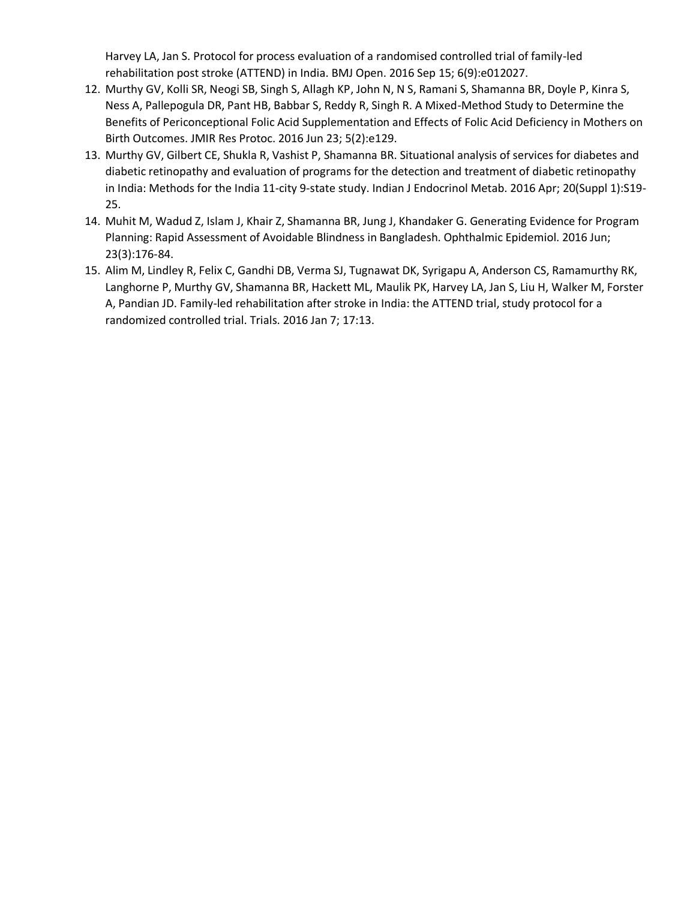Harvey LA, Jan S. Protocol for process evaluation of a randomised controlled trial of family-led rehabilitation post stroke (ATTEND) in India. BMJ Open. 2016 Sep 15; 6(9):e012027.

12. Murthy GV, Kolli SR, Neogi SB, Singh S, Allagh KP, John N, N S, Ramani S, Shamanna BR, Doyle P, Kinra S, Ness A, Pallepogula DR, Pant HB, Babbar S, Reddy R, Singh R. A Mixed-Method Study to Determine the Benefits of Periconceptional Folic Acid Supplementation and Effects of Folic Acid Deficiency in Mothers on Birth Outcomes. JMIR Res Protoc. 2016 Jun 23; 5(2):e129.
13. Murthy GV, Gilbert CE, Shukla R, Vashist P, Shamanna BR. Situational analysis of services for diabetes and diabetic retinopathy and evaluation of programs for the detection and treatment of diabetic retinopathy in India: Methods for the India 11-city 9-state study. Indian J Endocrinol Metab. 2016 Apr; 20(Suppl 1):S19-25.
14. Muhit M, Wadud Z, Islam J, Khair Z, Shamanna BR, Jung J, Khandaker G. Generating Evidence for Program Planning: Rapid Assessment of Avoidable Blindness in Bangladesh. Ophthalmic Epidemiol. 2016 Jun; 23(3):176-84.
15. Alim M, Lindley R, Felix C, Gandhi DB, Verma SJ, Tugnawat DK, Syrigapu A, Anderson CS, Ramamurthy RK, Langhorne P, Murthy GV, Shamanna BR, Hackett ML, Maulik PK, Harvey LA, Jan S, Liu H, Walker M, Forster A, Pandian JD. Family-led rehabilitation after stroke in India: the ATTEND trial, study protocol for a randomized controlled trial. Trials. 2016 Jan 7; 17:13.